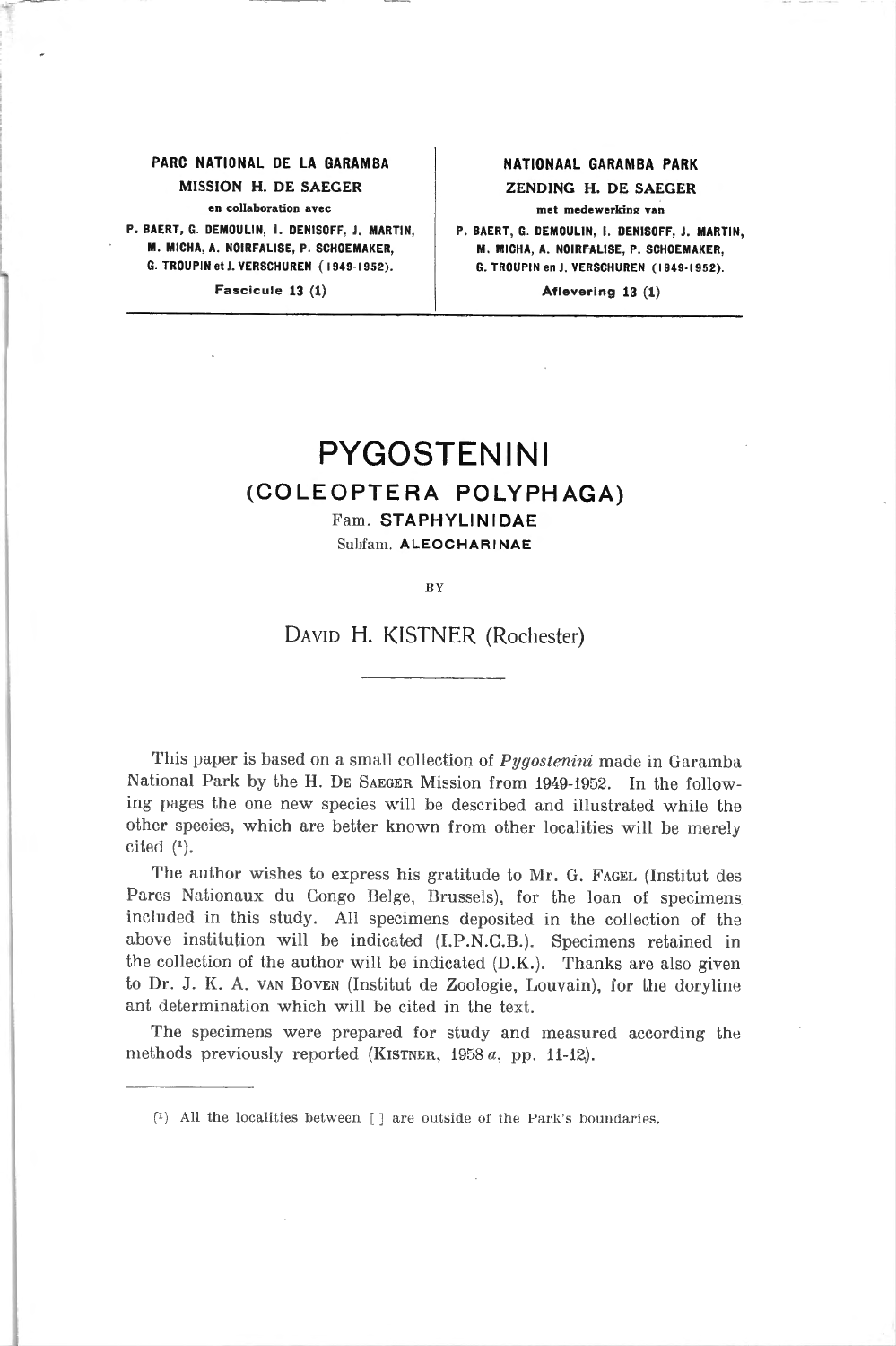| PARC NATIONAL DE LA GARAMBA | NATIONAAL GARAMBA PARK |
|---|---|
| MISSION H. DE SAEGER | ZENDING H. DE SAEGER |
| en collaboration avec | met medewerking van |
| P. BAERT, G. DEMOULIN, I. DENISOFF, J. MARTIN, M. MICHA, A. NOIRFALISE, P. SCHOEMAKER, G. TROUPIN et J. VERSCHUREN (1949-1952). | P. BAERT, G. DEMOULIN, I. DENISOFF, J. MARTIN, M. MICHA, A. NOIRFALISE, P. SCHOEMAKER, G. TROUPIN en J. VERSCHUREN (1949-1952). |
| Fascicule 13 (1) | Aflevering 13 (1) |

# PYGOSTENINI

## (COLEOPTERA POLYPHAGA)

Fam. **STAPHYLINIDAE**

Subfam. **ALEOCHARINAE**

BY

DAVID H. KISTNER (Rochester)

---

This paper is based on a small collection of *Pygostenini* made in Garamba National Park by the H. DE SAEGER Mission from 1949-1952. In the following pages the one new species will be described and illustrated while the other species, which are better known from other localities will be merely cited [1].

The author wishes to express his gratitude to Mr. G. FAGEL (Institut des Parcs Nationaux du Congo Belge, Brussels), for the loan of specimens included in this study. All specimens deposited in the collection of the above institution will be indicated (I.P.N.C.B.). Specimens retained in the collection of the author will be indicated (D.K.). Thanks are also given to Dr. J. K. A. VAN BOVEN (Institut de Zoologie, Louvain), for the doryline ant determination which will be cited in the text.

The specimens were prepared for study and measured according the methods previously reported (KISTNER, 1958 *a*, pp. 11-12).

---

[1] All the localities between [ ] are outside of the Park's boundaries.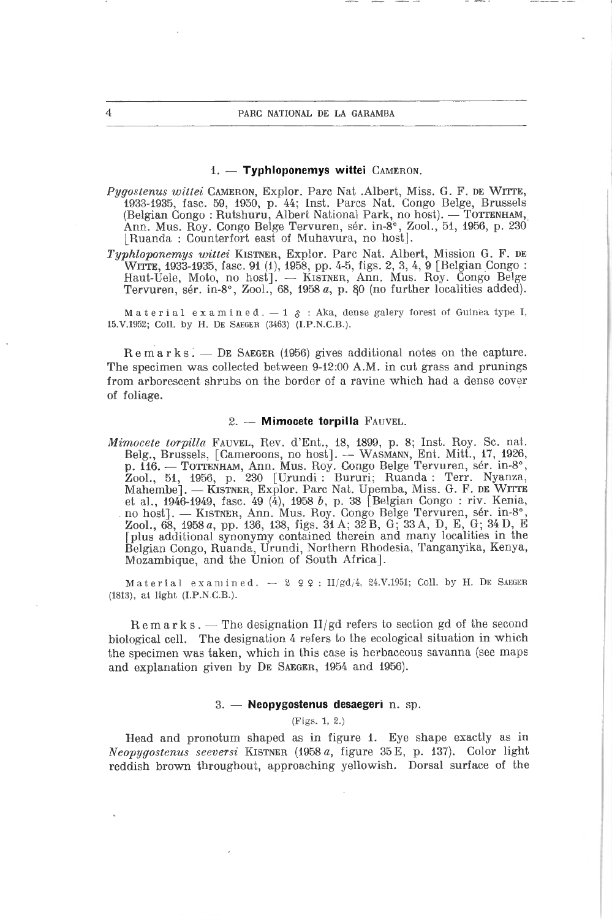### 1. — **Typhloponemys wittei** Cameron.

*Pygostenus wittei* Cameron, Explor. Parc Nat .Albert, Miss. G. F. de Witte, 1933-1935, fasc. 59, 1950, p. 44; Inst. Parcs Nat. Congo Belge, Brussels (Belgian Congo : Rutshuru, Albert National Park, no host). — Tottenham, Ann. Mus. Roy. Congo Belge Tervuren, sér. in-8°, Zool., 51, 1956, p. 230 [Ruanda : Counterfort east of Muhavura, no host].

*Typhloponemys wittei* Kistner, Explor. Parc Nat. Albert, Mission G. F. de Witte, 1933-1935, fasc. 91 (1), 1958, pp. 4-5, figs. 2, 3, 4, 9 [Belgian Congo : Haut-Uele, Moto, no host]. — Kistner, Ann. Mus. Roy. Congo Belge Tervuren, sér. in-8°, Zool., 68, 1958 *a*, p. 80 (no further localities added).

Material examined. — 1 ♂ : Aka, dense galery forest of Guinea type I, 15.V.1952; Coll. by H. De Saeger (3463) (I.P.N.C.B.).

Remarks. — De Saeger (1956) gives additional notes on the capture. The specimen was collected between 9-12:00 A.M. in cut grass and prunings from arborescent shrubs on the border of a ravine which had a dense cover of foliage.

### 2. — **Mimocete torpilla** Fauvel.

*Mimocete torpilla* Fauvel, Rev. d'Ent., 18, 1899, p. 8; Inst. Roy. Sc. nat. Belg., Brussels, [Cameroons, no host]. — Wasmann, Ent. Mitt., 17, 1926, p. 116. — Tottenham, Ann. Mus. Roy. Congo Belge Tervuren, sér. in-8°, Zool., 51, 1956, p. 230 [Urundi : Bururi; Ruanda : Terr. Nyanza, Mahembe]. — Kistner, Explor. Parc Nat. Upemba, Miss. G. F. de Witte et al., 1946-1949, fasc. 49 (4), 1958 *b*, p. 38 [Belgian Congo : riv. Kenia, no host]. — Kistner, Ann. Mus. Roy. Congo Belge Tervuren, sér. in-8°, Zool., 68, 1958 *a*, pp. 136, 138, figs. 31 A; 32 B, G; 33 A, D, E, G; 34 D, E [plus additional synonymy contained therein and many localities in the Belgian Congo, Ruanda, Urundi, Northern Rhodesia, Tanganyika, Kenya, Mozambique, and the Union of South Africa].

Material examined. — 2 ♀♀ : II/gd/4, 24.V.1951; Coll. by H. De Saeger (1813), at light (I.P.N.C.B.).

Remarks. — The designation II/gd refers to section gd of the second biological cell. The designation 4 refers to the ecological situation in which the specimen was taken, which in this case is herbaceous savanna (see maps and explanation given by De Saeger, 1954 and 1956).

### 3. — **Neopygostenus desaegeri** n. sp.

(Figs. 1, 2.)

Head and pronotum shaped as in figure 1. Eye shape exactly as in *Neopygostenus seeversi* Kistner (1958 *a*, figure 35 E, p. 137). Color light reddish brown throughout, approaching yellowish. Dorsal surface of the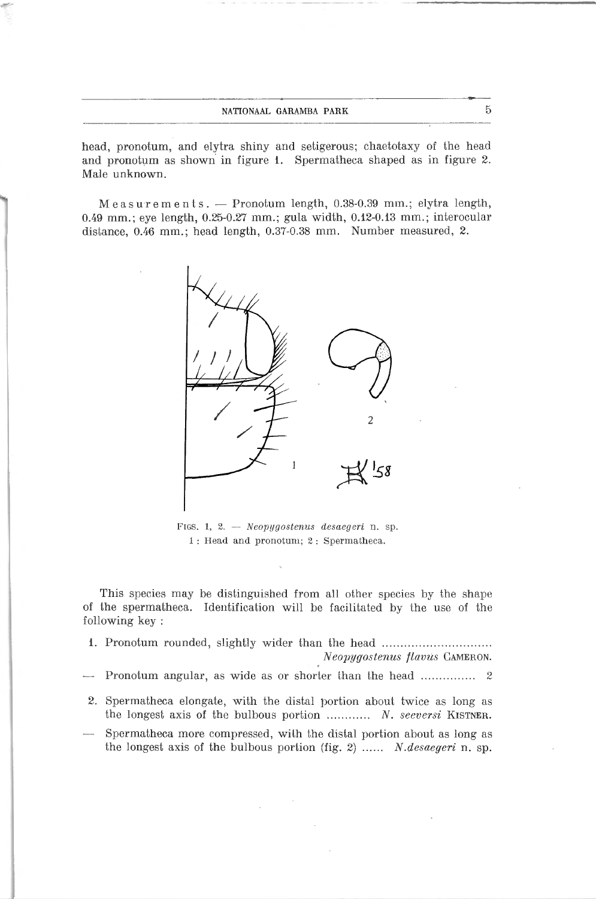head, pronotum, and elytra shiny and setigerous; chaetotaxy of the head and pronotum as shown in figure 1. Spermatheca shaped as in figure 2. Male unknown.

M e a s u r e m e n t s. — Pronotum length, 0.38-0.39 mm.; elytra length, 0.49 mm.; eye length, 0.25-0.27 mm.; gula width, 0.12-0.13 mm.; interocular distance, 0.46 mm.; head length, 0.37-0.38 mm. Number measured, 2.

FIGS. 1, 2. — *Neopygostenus desaegeri* n. sp.
1 : Head and pronotum; 2 : Spermatheca.

This species may be distinguished from all other species by the shape of the spermatheca. Identification will be facilitated by the use of the following key :

1. Pronotum rounded, slightly wider than the head .............................. *Neopygostenus flavus* CAMERON.
— Pronotum angular, as wide as or shorter than the head ............... 2
2. Spermatheca elongate, with the distal portion about twice as long as the longest axis of the bulbous portion ............ *N. seeversi* KISTNER.
— Spermatheca more compressed, with the distal portion about as long as the longest axis of the bulbous portion (fig. 2) ...... *N. desaegeri* n. sp.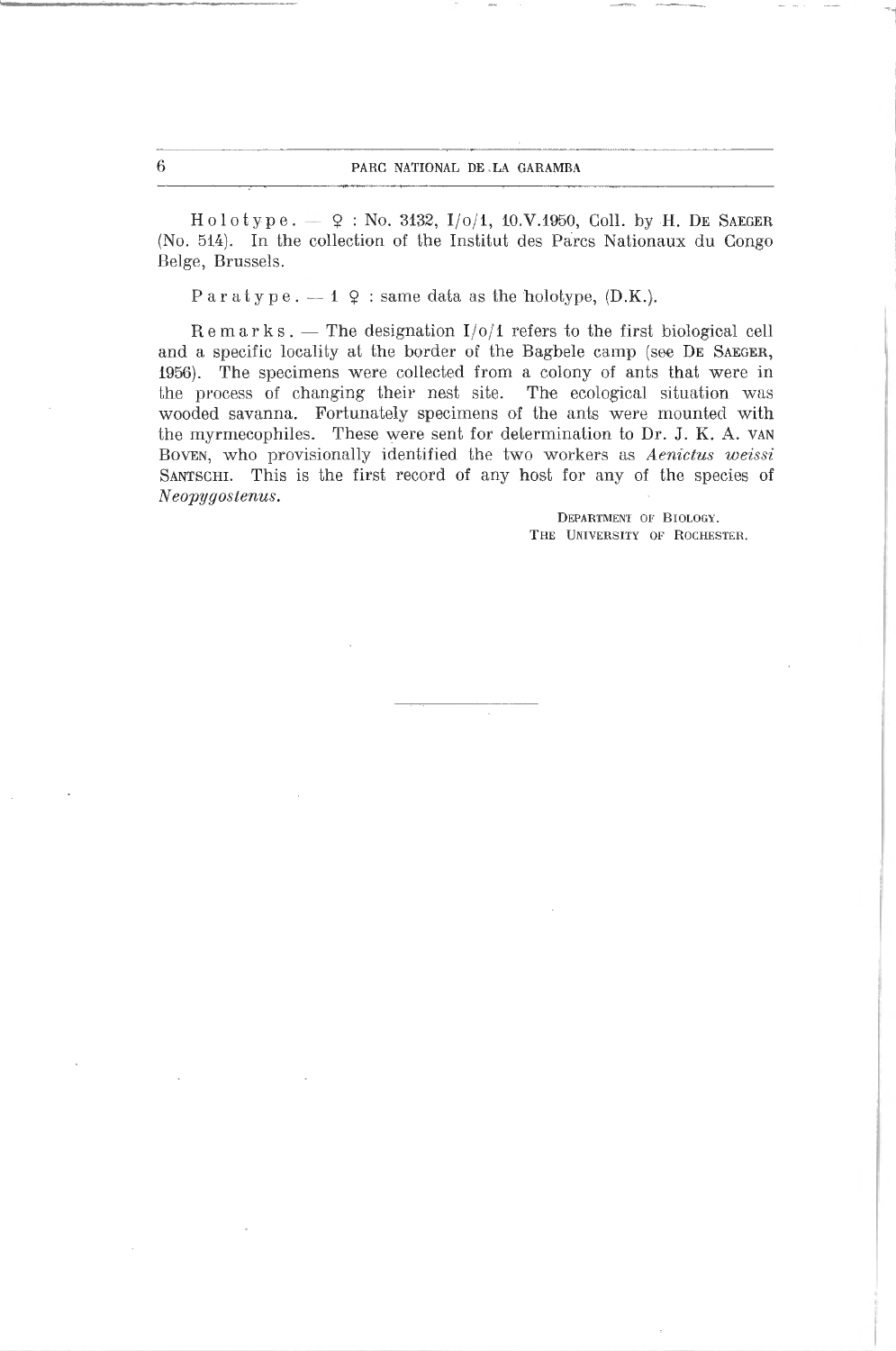H o l o t y p e. — ♀ : No. 3132, I/o/1, 10.V.1950, Coll. by H. DE SAEGER (No. 514). In the collection of the Institut des Parcs Nationaux du Congo Belge, Brussels.

P a r a t y p e. — 1 ♀ : same data as the holotype, (D.K.).

R e m a r k s. — The designation I/o/1 refers to the first biological cell and a specific locality at the border of the Bagbele camp (see DE SAEGER, 1956). The specimens were collected from a colony of ants that were in the process of changing their nest site. The ecological situation was wooded savanna. Fortunately specimens of the ants were mounted with the myrmecophiles. These were sent for determination to Dr. J. K. A. VAN BOVEN, who provisionally identified the two workers as *Aenictus weissi* SANTSCHI. This is the first record of any host for any of the species of *Neopygostenus*.

DEPARTMENT OF BIOLOGY.
THE UNIVERSITY OF ROCHESTER.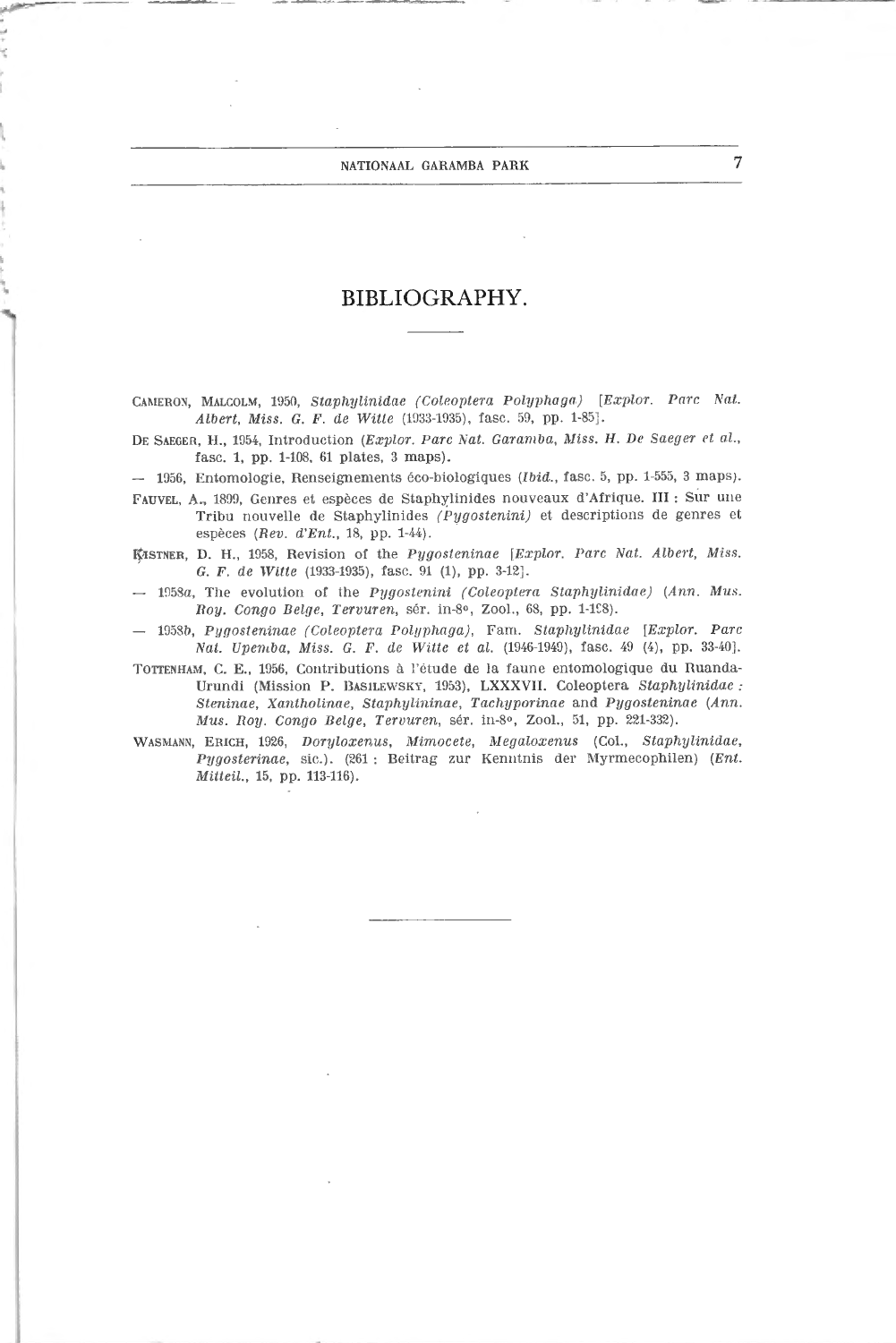# BIBLIOGRAPHY.

CAMERON, MALCOLM, 1950, *Staphylinidae (Coleoptera Polyphaga)* [*Explor. Parc Nat. Albert, Miss. G. F. de Witte* (1933-1935), fasc. 59, pp. 1-85].

DE SAEGER, H., 1954, Introduction (*Explor. Parc Nat. Garamba, Miss. H. De Saeger et al.*, fasc. 1, pp. 1-108, 61 plates, 3 maps).

— 1956, Entomologie, Renseignements éco-biologiques (*Ibid.*, fasc. 5, pp. 1-555, 3 maps).

FAUVEL, A., 1899, Genres et espèces de Staphylinides nouveaux d'Afrique. III : Sur une Tribu nouvelle de Staphylinides *(Pygostenini)* et descriptions de genres et espèces (*Rev. d'Ent.*, 18, pp. 1-44).

KISTNER, D. H., 1958, Revision of the *Pygosteninae* [*Explor. Parc Nat. Albert, Miss. G. F. de Witte* (1933-1935), fasc. 91 (1), pp. 3-12].

— 1958*a*, The evolution of the *Pygostenini (Coleoptera Staphylinidae)* (*Ann. Mus. Roy. Congo Belge, Tervuren*, sér. in-8°, Zool., 68, pp. 1-198).

— 1958*b*, *Pygosteninae (Coleoptera Polyphaga)*, Fam. *Staphylinidae* [*Explor. Parc Nat. Upemba, Miss. G. F. de Witte et al.* (1946-1949), fasc. 49 (4), pp. 33-40].

TOTTENHAM, C. E., 1956, Contributions à l'étude de la faune entomologique du Ruanda-Urundi (Mission P. BASILEWSKY, 1953), LXXXVII. Coleoptera *Staphylinidae : Steninae, Xantholinae, Staphylininae, Tachyporinae* and *Pygosteninae* (*Ann. Mus. Roy. Congo Belge, Tervuren*, sér. in-8°, Zool., 51, pp. 221-332).

WASMANN, ERICH, 1926, *Doryloxenus, Mimocete, Megaloxenus* (Col., *Staphylinidae, Pygosterinae*, sic.). (261 : Beitrag zur Kenntnis der Myrmecophilen) (*Ent. Mitteil.*, 15, pp. 113-116).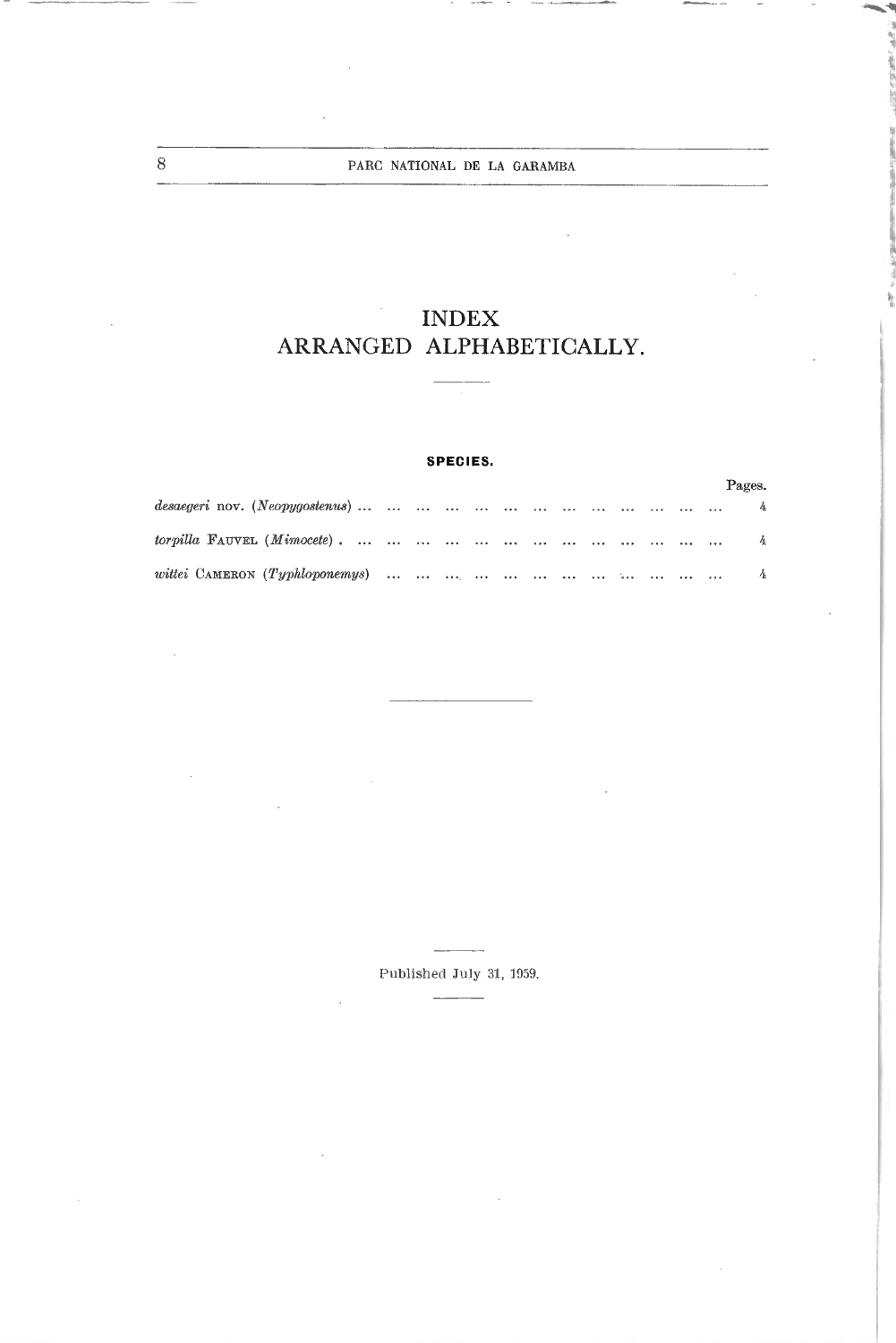# INDEX
# ARRANGED ALPHABETICALLY.

### SPECIES.

| | Pages. |
|---|---|
| *desaegeri* nov. (*Neopygostenus*) | 4 |
| *torpilla* FAUVEL (*Mimocete*) | 4 |
| *wittei* CAMERON (*Typhloponemys*) | 4 |

Published July 31, 1959.